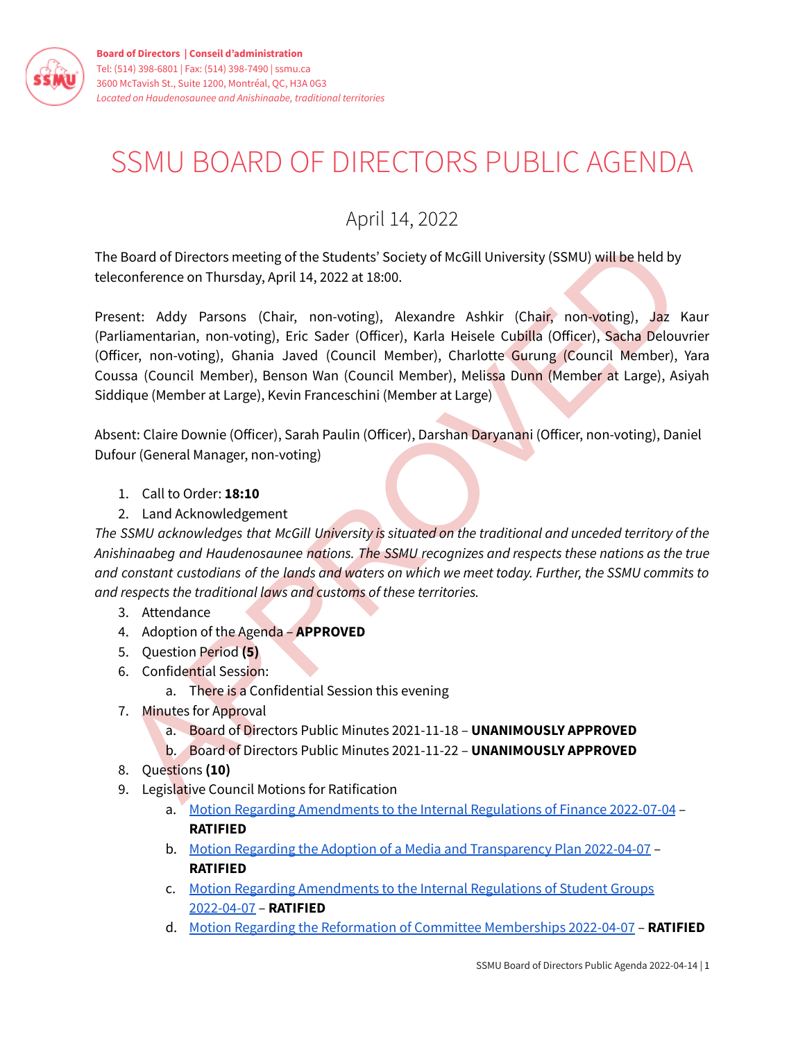**Board of Directors** | **Conseil d'administration**
Tel: (514) 398-6801 | Fax: (514) 398-7490 | ssmu.ca
3600 McTavish St., Suite 1200, Montréal, QC, H3A 0G3
*Located on Haudenosaunee and Anishinaabe, traditional territories*

# SSMU BOARD OF DIRECTORS PUBLIC AGENDA

## April 14, 2022

The Board of Directors meeting of the Students' Society of McGill University (SSMU) will be held by teleconference on Thursday, April 14, 2022 at 18:00.

Present: Addy Parsons (Chair, non-voting), Alexandre Ashkir (Chair, non-voting), Jaz Kaur (Parliamentarian, non-voting), Eric Sader (Officer), Karla Heisele Cubilla (Officer), Sacha Delouvrier (Officer, non-voting), Ghania Javed (Council Member), Charlotte Gurung (Council Member), Yara Coussa (Council Member), Benson Wan (Council Member), Melissa Dunn (Member at Large), Asiyah Siddique (Member at Large), Kevin Franceschini (Member at Large)

Absent: Claire Downie (Officer), Sarah Paulin (Officer), Darshan Daryanani (Officer, non-voting), Daniel Dufour (General Manager, non-voting)

1. Call to Order: **18:10**
2. Land Acknowledgement

*The SSMU acknowledges that McGill University is situated on the traditional and unceded territory of the Anishinaabeg and Haudenosaunee nations. The SSMU recognizes and respects these nations as the true and constant custodians of the lands and waters on which we meet today. Further, the SSMU commits to and respects the traditional laws and customs of these territories.*

3. Attendance
4. Adoption of the Agenda – **APPROVED**
5. Question Period **(5)**
6. Confidential Session:
   a. There is a Confidential Session this evening
7. Minutes for Approval
   a. Board of Directors Public Minutes 2021-11-18 – **UNANIMOUSLY APPROVED**
   b. Board of Directors Public Minutes 2021-11-22 – **UNANIMOUSLY APPROVED**
8. Questions **(10)**
9. Legislative Council Motions for Ratification
   a. Motion Regarding Amendments to the Internal Regulations of Finance 2022-07-04 – **RATIFIED**
   b. Motion Regarding the Adoption of a Media and Transparency Plan 2022-04-07 – **RATIFIED**
   c. Motion Regarding Amendments to the Internal Regulations of Student Groups 2022-04-07 – **RATIFIED**
   d. Motion Regarding the Reformation of Committee Memberships 2022-04-07 – **RATIFIED**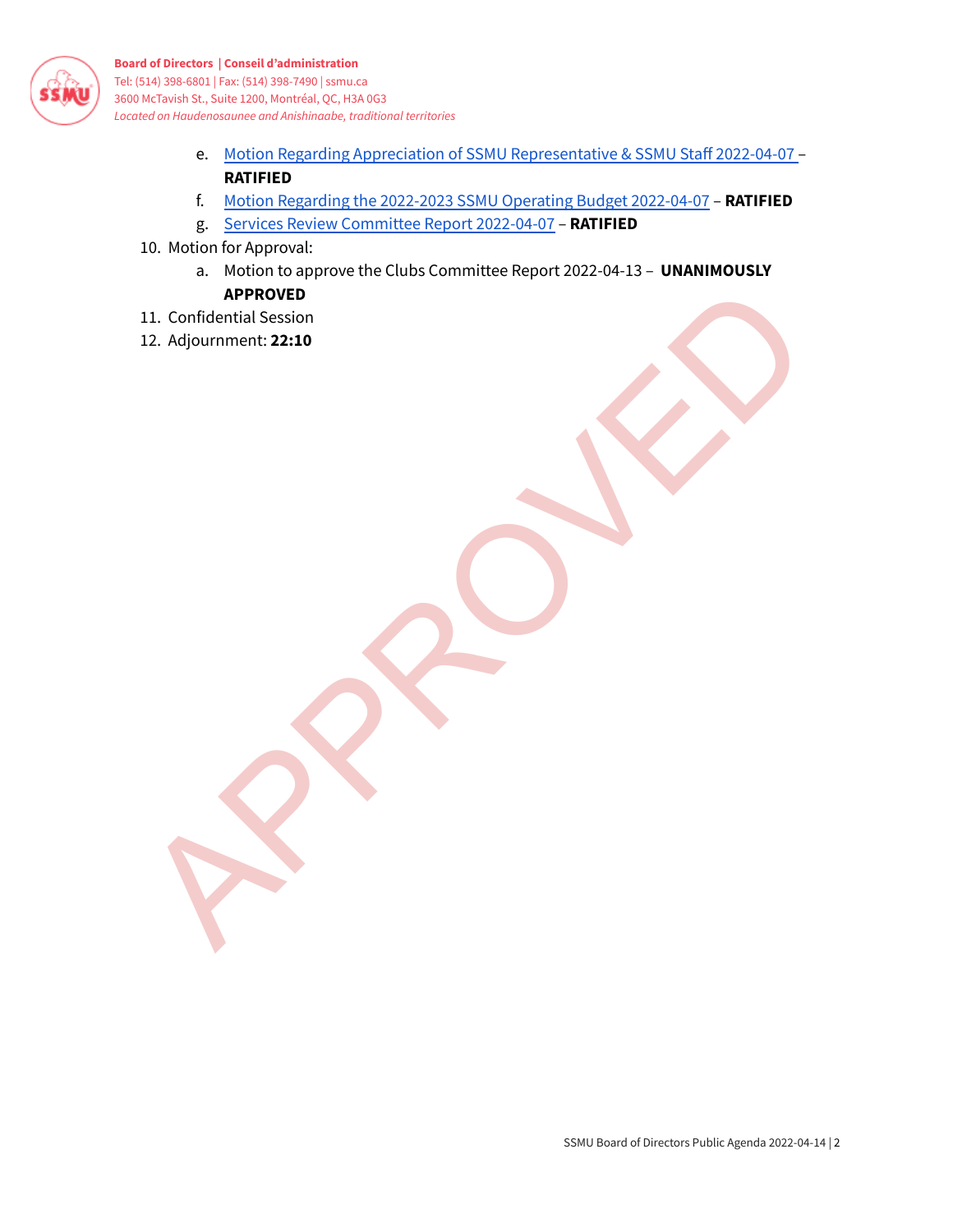e. Motion Regarding Appreciation of SSMU Representative & SSMU Staff 2022-04-07 – **RATIFIED**
f. Motion Regarding the 2022-2023 SSMU Operating Budget 2022-04-07 – **RATIFIED**
g. Services Review Committee Report 2022-04-07 – **RATIFIED**

10. Motion for Approval:
    a. Motion to approve the Clubs Committee Report 2022-04-13 – **UNANIMOUSLY APPROVED**
11. Confidential Session
12. Adjournment: **22:10**

APPROVED